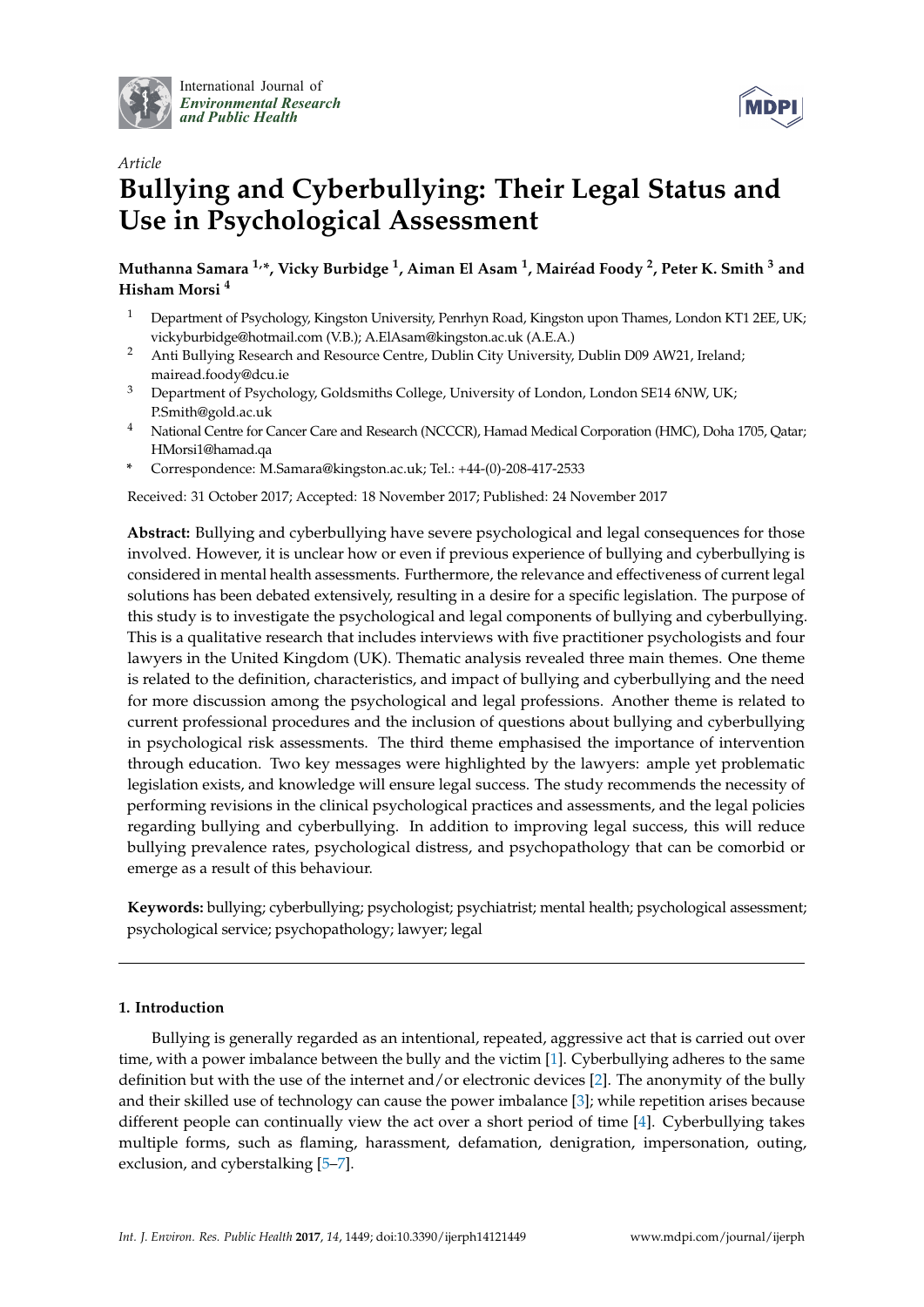International Journal of *Environmental Research and Public Health*

*Article*

# Bullying and Cyberbullying: Their Legal Status and Use in Psychological Assessment

**Muthanna Samara [1,*], Vicky Burbidge [1], Aiman El Asam [1], Mairéad Foody [2], Peter K. Smith [3] and Hisham Morsi [4]**

1. Department of Psychology, Kingston University, Penrhyn Road, Kingston upon Thames, London KT1 2EE, UK; vickyburbidge@hotmail.com (V.B.); A.ElAsam@kingston.ac.uk (A.E.A.)
2. Anti Bullying Research and Resource Centre, Dublin City University, Dublin D09 AW21, Ireland; mairead.foody@dcu.ie
3. Department of Psychology, Goldsmiths College, University of London, London SE14 6NW, UK; P.Smith@gold.ac.uk
4. National Centre for Cancer Care and Research (NCCCR), Hamad Medical Corporation (HMC), Doha 1705, Qatar; HMorsi1@hamad.qa

\* Correspondence: M.Samara@kingston.ac.uk; Tel.: +44-(0)-208-417-2533

Received: 31 October 2017; Accepted: 18 November 2017; Published: 24 November 2017

**Abstract:** Bullying and cyberbullying have severe psychological and legal consequences for those involved. However, it is unclear how or even if previous experience of bullying and cyberbullying is considered in mental health assessments. Furthermore, the relevance and effectiveness of current legal solutions has been debated extensively, resulting in a desire for a specific legislation. The purpose of this study is to investigate the psychological and legal components of bullying and cyberbullying. This is a qualitative research that includes interviews with five practitioner psychologists and four lawyers in the United Kingdom (UK). Thematic analysis revealed three main themes. One theme is related to the definition, characteristics, and impact of bullying and cyberbullying and the need for more discussion among the psychological and legal professions. Another theme is related to current professional procedures and the inclusion of questions about bullying and cyberbullying in psychological risk assessments. The third theme emphasised the importance of intervention through education. Two key messages were highlighted by the lawyers: ample yet problematic legislation exists, and knowledge will ensure legal success. The study recommends the necessity of performing revisions in the clinical psychological practices and assessments, and the legal policies regarding bullying and cyberbullying. In addition to improving legal success, this will reduce bullying prevalence rates, psychological distress, and psychopathology that can be comorbid or emerge as a result of this behaviour.

**Keywords:** bullying; cyberbullying; psychologist; psychiatrist; mental health; psychological assessment; psychological service; psychopathology; lawyer; legal

## 1. Introduction

Bullying is generally regarded as an intentional, repeated, aggressive act that is carried out over time, with a power imbalance between the bully and the victim [1]. Cyberbullying adheres to the same definition but with the use of the internet and/or electronic devices [2]. The anonymity of the bully and their skilled use of technology can cause the power imbalance [3]; while repetition arises because different people can continually view the act over a short period of time [4]. Cyberbullying takes multiple forms, such as flaming, harassment, defamation, denigration, impersonation, outing, exclusion, and cyberstalking [5–7].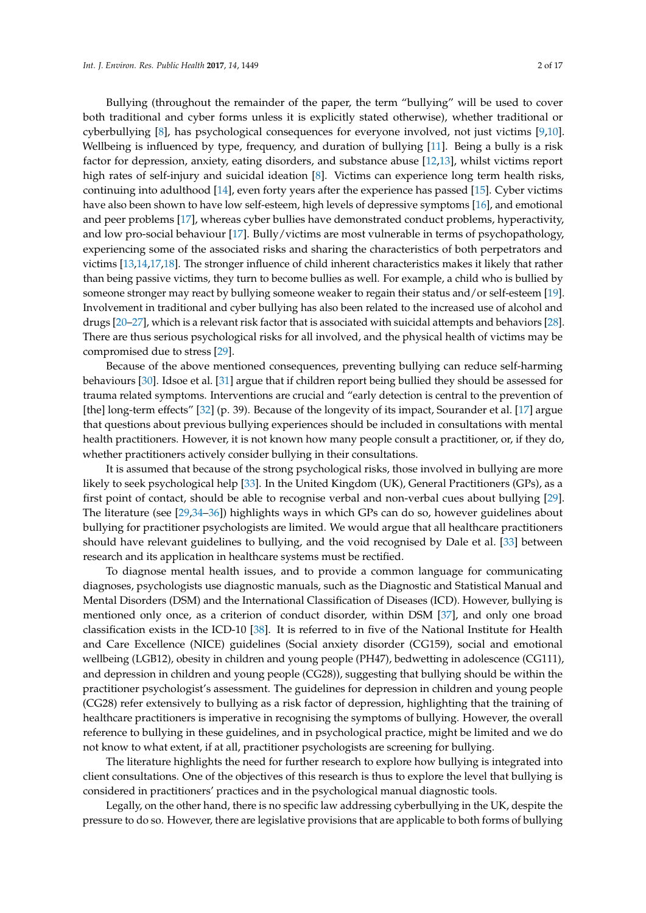Bullying (throughout the remainder of the paper, the term "bullying" will be used to cover both traditional and cyber forms unless it is explicitly stated otherwise), whether traditional or cyberbullying [8], has psychological consequences for everyone involved, not just victims [9,10]. Wellbeing is influenced by type, frequency, and duration of bullying [11]. Being a bully is a risk factor for depression, anxiety, eating disorders, and substance abuse [12,13], whilst victims report high rates of self-injury and suicidal ideation [8]. Victims can experience long term health risks, continuing into adulthood [14], even forty years after the experience has passed [15]. Cyber victims have also been shown to have low self-esteem, high levels of depressive symptoms [16], and emotional and peer problems [17], whereas cyber bullies have demonstrated conduct problems, hyperactivity, and low pro-social behaviour [17]. Bully/victims are most vulnerable in terms of psychopathology, experiencing some of the associated risks and sharing the characteristics of both perpetrators and victims [13,14,17,18]. The stronger influence of child inherent characteristics makes it likely that rather than being passive victims, they turn to become bullies as well. For example, a child who is bullied by someone stronger may react by bullying someone weaker to regain their status and/or self-esteem [19]. Involvement in traditional and cyber bullying has also been related to the increased use of alcohol and drugs [20–27], which is a relevant risk factor that is associated with suicidal attempts and behaviors [28]. There are thus serious psychological risks for all involved, and the physical health of victims may be compromised due to stress [29].

Because of the above mentioned consequences, preventing bullying can reduce self-harming behaviours [30]. Idsoe et al. [31] argue that if children report being bullied they should be assessed for trauma related symptoms. Interventions are crucial and "early detection is central to the prevention of [the] long-term effects" [32] (p. 39). Because of the longevity of its impact, Sourander et al. [17] argue that questions about previous bullying experiences should be included in consultations with mental health practitioners. However, it is not known how many people consult a practitioner, or, if they do, whether practitioners actively consider bullying in their consultations.

It is assumed that because of the strong psychological risks, those involved in bullying are more likely to seek psychological help [33]. In the United Kingdom (UK), General Practitioners (GPs), as a first point of contact, should be able to recognise verbal and non-verbal cues about bullying [29]. The literature (see [29,34–36]) highlights ways in which GPs can do so, however guidelines about bullying for practitioner psychologists are limited. We would argue that all healthcare practitioners should have relevant guidelines to bullying, and the void recognised by Dale et al. [33] between research and its application in healthcare systems must be rectified.

To diagnose mental health issues, and to provide a common language for communicating diagnoses, psychologists use diagnostic manuals, such as the Diagnostic and Statistical Manual and Mental Disorders (DSM) and the International Classification of Diseases (ICD). However, bullying is mentioned only once, as a criterion of conduct disorder, within DSM [37], and only one broad classification exists in the ICD-10 [38]. It is referred to in five of the National Institute for Health and Care Excellence (NICE) guidelines (Social anxiety disorder (CG159), social and emotional wellbeing (LGB12), obesity in children and young people (PH47), bedwetting in adolescence (CG111), and depression in children and young people (CG28)), suggesting that bullying should be within the practitioner psychologist's assessment. The guidelines for depression in children and young people (CG28) refer extensively to bullying as a risk factor of depression, highlighting that the training of healthcare practitioners is imperative in recognising the symptoms of bullying. However, the overall reference to bullying in these guidelines, and in psychological practice, might be limited and we do not know to what extent, if at all, practitioner psychologists are screening for bullying.

The literature highlights the need for further research to explore how bullying is integrated into client consultations. One of the objectives of this research is thus to explore the level that bullying is considered in practitioners' practices and in the psychological manual diagnostic tools.

Legally, on the other hand, there is no specific law addressing cyberbullying in the UK, despite the pressure to do so. However, there are legislative provisions that are applicable to both forms of bullying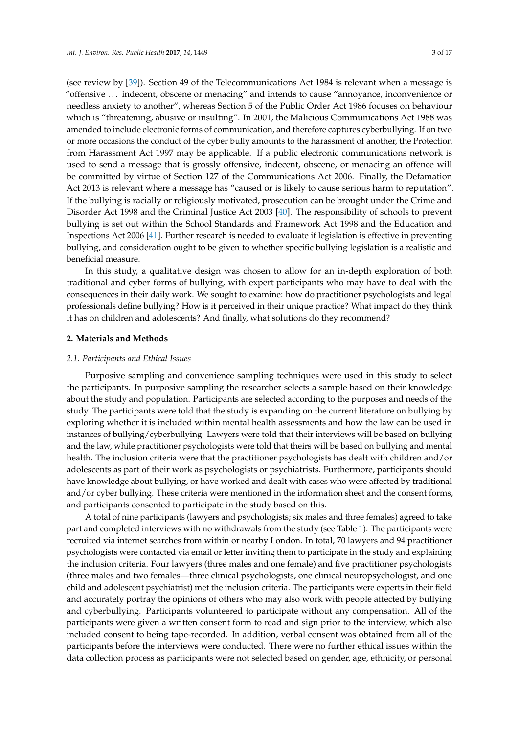(see review by [39]). Section 49 of the Telecommunications Act 1984 is relevant when a message is "offensive ... indecent, obscene or menacing" and intends to cause "annoyance, inconvenience or needless anxiety to another", whereas Section 5 of the Public Order Act 1986 focuses on behaviour which is "threatening, abusive or insulting". In 2001, the Malicious Communications Act 1988 was amended to include electronic forms of communication, and therefore captures cyberbullying. If on two or more occasions the conduct of the cyber bully amounts to the harassment of another, the Protection from Harassment Act 1997 may be applicable. If a public electronic communications network is used to send a message that is grossly offensive, indecent, obscene, or menacing an offence will be committed by virtue of Section 127 of the Communications Act 2006. Finally, the Defamation Act 2013 is relevant where a message has "caused or is likely to cause serious harm to reputation". If the bullying is racially or religiously motivated, prosecution can be brought under the Crime and Disorder Act 1998 and the Criminal Justice Act 2003 [40]. The responsibility of schools to prevent bullying is set out within the School Standards and Framework Act 1998 and the Education and Inspections Act 2006 [41]. Further research is needed to evaluate if legislation is effective in preventing bullying, and consideration ought to be given to whether specific bullying legislation is a realistic and beneficial measure.

In this study, a qualitative design was chosen to allow for an in-depth exploration of both traditional and cyber forms of bullying, with expert participants who may have to deal with the consequences in their daily work. We sought to examine: how do practitioner psychologists and legal professionals define bullying? How is it perceived in their unique practice? What impact do they think it has on children and adolescents? And finally, what solutions do they recommend?

## 2. Materials and Methods

### *2.1. Participants and Ethical Issues*

Purposive sampling and convenience sampling techniques were used in this study to select the participants. In purposive sampling the researcher selects a sample based on their knowledge about the study and population. Participants are selected according to the purposes and needs of the study. The participants were told that the study is expanding on the current literature on bullying by exploring whether it is included within mental health assessments and how the law can be used in instances of bullying/cyberbullying. Lawyers were told that their interviews will be based on bullying and the law, while practitioner psychologists were told that theirs will be based on bullying and mental health. The inclusion criteria were that the practitioner psychologists has dealt with children and/or adolescents as part of their work as psychologists or psychiatrists. Furthermore, participants should have knowledge about bullying, or have worked and dealt with cases who were affected by traditional and/or cyber bullying. These criteria were mentioned in the information sheet and the consent forms, and participants consented to participate in the study based on this.

A total of nine participants (lawyers and psychologists; six males and three females) agreed to take part and completed interviews with no withdrawals from the study (see Table 1). The participants were recruited via internet searches from within or nearby London. In total, 70 lawyers and 94 practitioner psychologists were contacted via email or letter inviting them to participate in the study and explaining the inclusion criteria. Four lawyers (three males and one female) and five practitioner psychologists (three males and two females—three clinical psychologists, one clinical neuropsychologist, and one child and adolescent psychiatrist) met the inclusion criteria. The participants were experts in their field and accurately portray the opinions of others who may also work with people affected by bullying and cyberbullying. Participants volunteered to participate without any compensation. All of the participants were given a written consent form to read and sign prior to the interview, which also included consent to being tape-recorded. In addition, verbal consent was obtained from all of the participants before the interviews were conducted. There were no further ethical issues within the data collection process as participants were not selected based on gender, age, ethnicity, or personal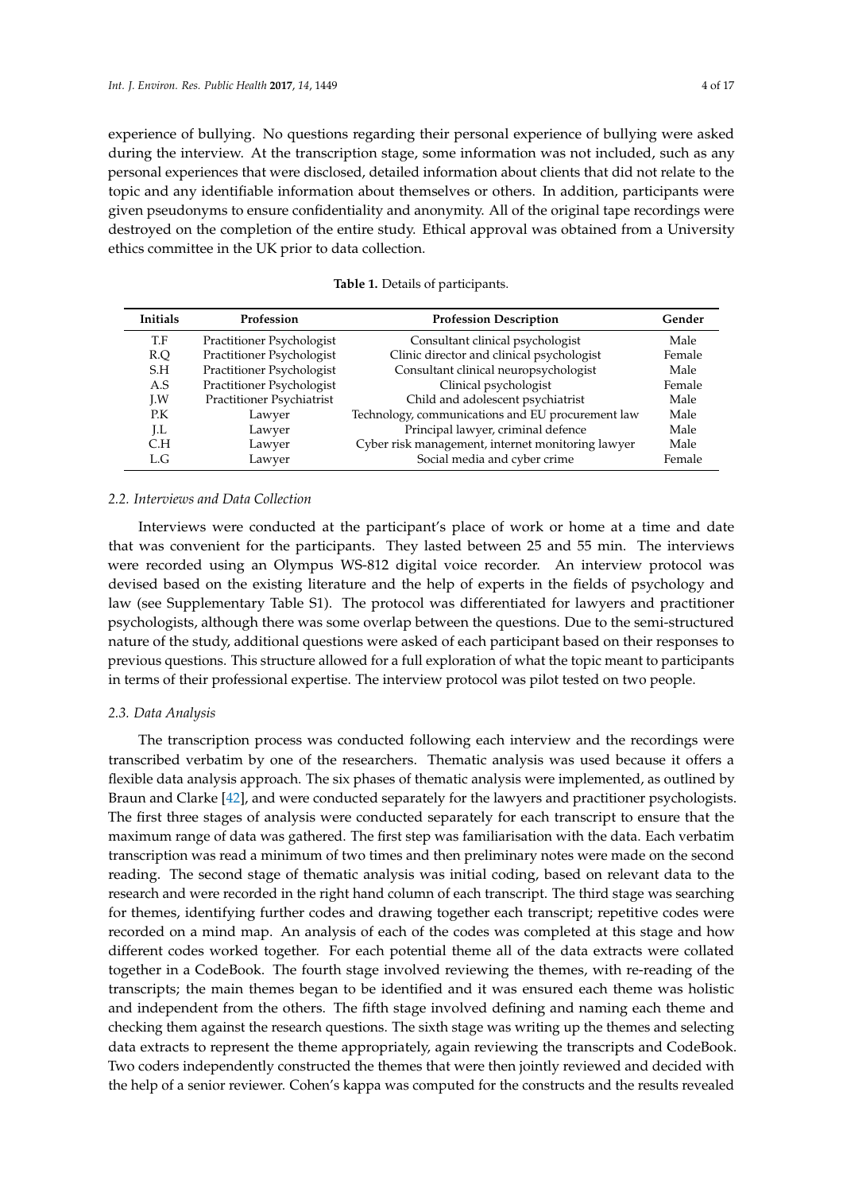experience of bullying. No questions regarding their personal experience of bullying were asked during the interview. At the transcription stage, some information was not included, such as any personal experiences that were disclosed, detailed information about clients that did not relate to the topic and any identifiable information about themselves or others. In addition, participants were given pseudonyms to ensure confidentiality and anonymity. All of the original tape recordings were destroyed on the completion of the entire study. Ethical approval was obtained from a University ethics committee in the UK prior to data collection.

**Table 1.** Details of participants.

| Initials | Profession | Profession Description | Gender |
|---|---|---|---|
| T.F | Practitioner Psychologist | Consultant clinical psychologist | Male |
| R.Q | Practitioner Psychologist | Clinic director and clinical psychologist | Female |
| S.H | Practitioner Psychologist | Consultant clinical neuropsychologist | Male |
| A.S | Practitioner Psychologist | Clinical psychologist | Female |
| J.W | Practitioner Psychiatrist | Child and adolescent psychiatrist | Male |
| P.K | Lawyer | Technology, communications and EU procurement law | Male |
| J.L | Lawyer | Principal lawyer, criminal defence | Male |
| C.H | Lawyer | Cyber risk management, internet monitoring lawyer | Male |
| L.G | Lawyer | Social media and cyber crime | Female |

### *2.2. Interviews and Data Collection*

Interviews were conducted at the participant's place of work or home at a time and date that was convenient for the participants. They lasted between 25 and 55 min. The interviews were recorded using an Olympus WS-812 digital voice recorder. An interview protocol was devised based on the existing literature and the help of experts in the fields of psychology and law (see Supplementary Table S1). The protocol was differentiated for lawyers and practitioner psychologists, although there was some overlap between the questions. Due to the semi-structured nature of the study, additional questions were asked of each participant based on their responses to previous questions. This structure allowed for a full exploration of what the topic meant to participants in terms of their professional expertise. The interview protocol was pilot tested on two people.

### *2.3. Data Analysis*

The transcription process was conducted following each interview and the recordings were transcribed verbatim by one of the researchers. Thematic analysis was used because it offers a flexible data analysis approach. The six phases of thematic analysis were implemented, as outlined by Braun and Clarke [42], and were conducted separately for the lawyers and practitioner psychologists. The first three stages of analysis were conducted separately for each transcript to ensure that the maximum range of data was gathered. The first step was familiarisation with the data. Each verbatim transcription was read a minimum of two times and then preliminary notes were made on the second reading. The second stage of thematic analysis was initial coding, based on relevant data to the research and were recorded in the right hand column of each transcript. The third stage was searching for themes, identifying further codes and drawing together each transcript; repetitive codes were recorded on a mind map. An analysis of each of the codes was completed at this stage and how different codes worked together. For each potential theme all of the data extracts were collated together in a CodeBook. The fourth stage involved reviewing the themes, with re-reading of the transcripts; the main themes began to be identified and it was ensured each theme was holistic and independent from the others. The fifth stage involved defining and naming each theme and checking them against the research questions. The sixth stage was writing up the themes and selecting data extracts to represent the theme appropriately, again reviewing the transcripts and CodeBook. Two coders independently constructed the themes that were then jointly reviewed and decided with the help of a senior reviewer. Cohen's kappa was computed for the constructs and the results revealed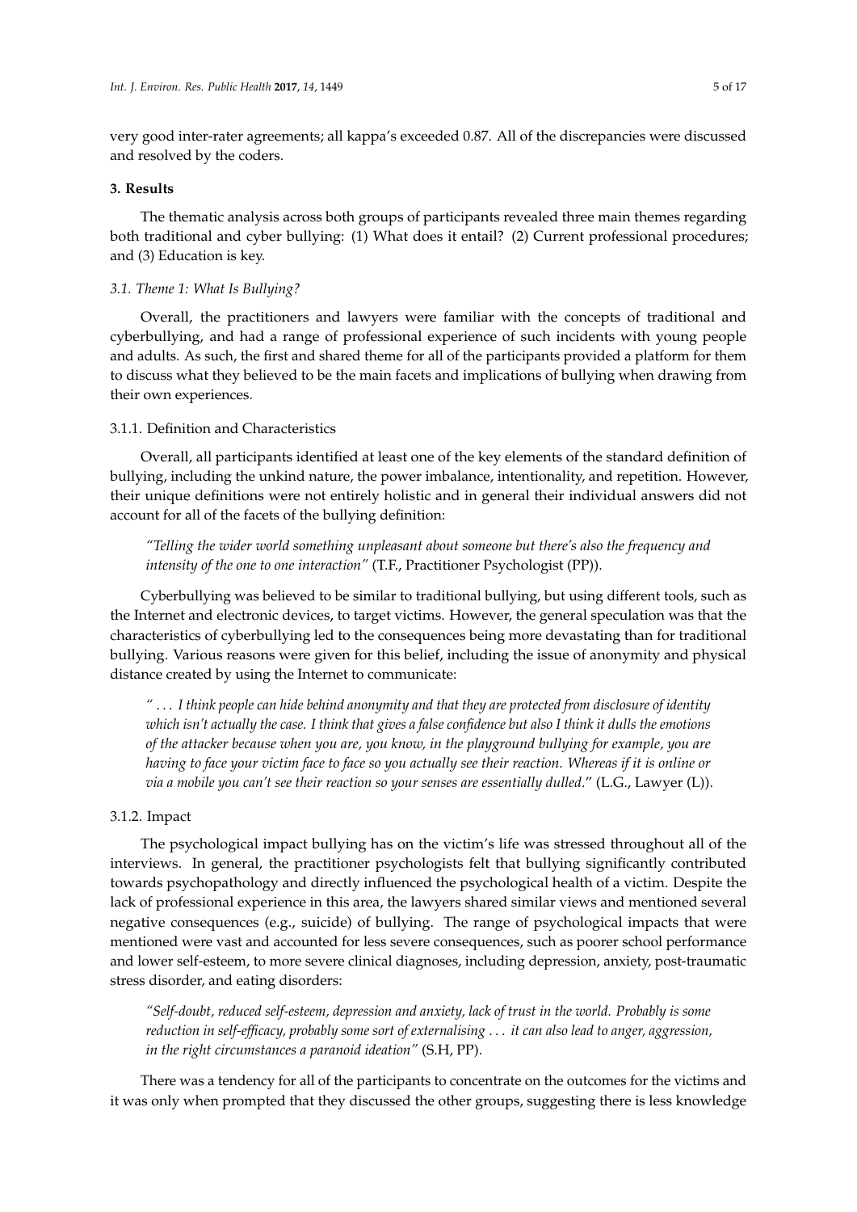very good inter-rater agreements; all kappa's exceeded 0.87. All of the discrepancies were discussed and resolved by the coders.

## 3. Results

The thematic analysis across both groups of participants revealed three main themes regarding both traditional and cyber bullying: (1) What does it entail? (2) Current professional procedures; and (3) Education is key.

### *3.1. Theme 1: What Is Bullying?*

Overall, the practitioners and lawyers were familiar with the concepts of traditional and cyberbullying, and had a range of professional experience of such incidents with young people and adults. As such, the first and shared theme for all of the participants provided a platform for them to discuss what they believed to be the main facets and implications of bullying when drawing from their own experiences.

#### 3.1.1. Definition and Characteristics

Overall, all participants identified at least one of the key elements of the standard definition of bullying, including the unkind nature, the power imbalance, intentionality, and repetition. However, their unique definitions were not entirely holistic and in general their individual answers did not account for all of the facets of the bullying definition:

> *"Telling the wider world something unpleasant about someone but there's also the frequency and intensity of the one to one interaction"* (T.F., Practitioner Psychologist (PP)).

Cyberbullying was believed to be similar to traditional bullying, but using different tools, such as the Internet and electronic devices, to target victims. However, the general speculation was that the characteristics of cyberbullying led to the consequences being more devastating than for traditional bullying. Various reasons were given for this belief, including the issue of anonymity and physical distance created by using the Internet to communicate:

> *" . . . I think people can hide behind anonymity and that they are protected from disclosure of identity which isn't actually the case. I think that gives a false confidence but also I think it dulls the emotions of the attacker because when you are, you know, in the playground bullying for example, you are having to face your victim face to face so you actually see their reaction. Whereas if it is online or via a mobile you can't see their reaction so your senses are essentially dulled."* (L.G., Lawyer (L)).

#### 3.1.2. Impact

The psychological impact bullying has on the victim's life was stressed throughout all of the interviews. In general, the practitioner psychologists felt that bullying significantly contributed towards psychopathology and directly influenced the psychological health of a victim. Despite the lack of professional experience in this area, the lawyers shared similar views and mentioned several negative consequences (e.g., suicide) of bullying. The range of psychological impacts that were mentioned were vast and accounted for less severe consequences, such as poorer school performance and lower self-esteem, to more severe clinical diagnoses, including depression, anxiety, post-traumatic stress disorder, and eating disorders:

> *"Self-doubt, reduced self-esteem, depression and anxiety, lack of trust in the world. Probably is some reduction in self-efficacy, probably some sort of externalising . . . it can also lead to anger, aggression, in the right circumstances a paranoid ideation"* (S.H, PP).

There was a tendency for all of the participants to concentrate on the outcomes for the victims and it was only when prompted that they discussed the other groups, suggesting there is less knowledge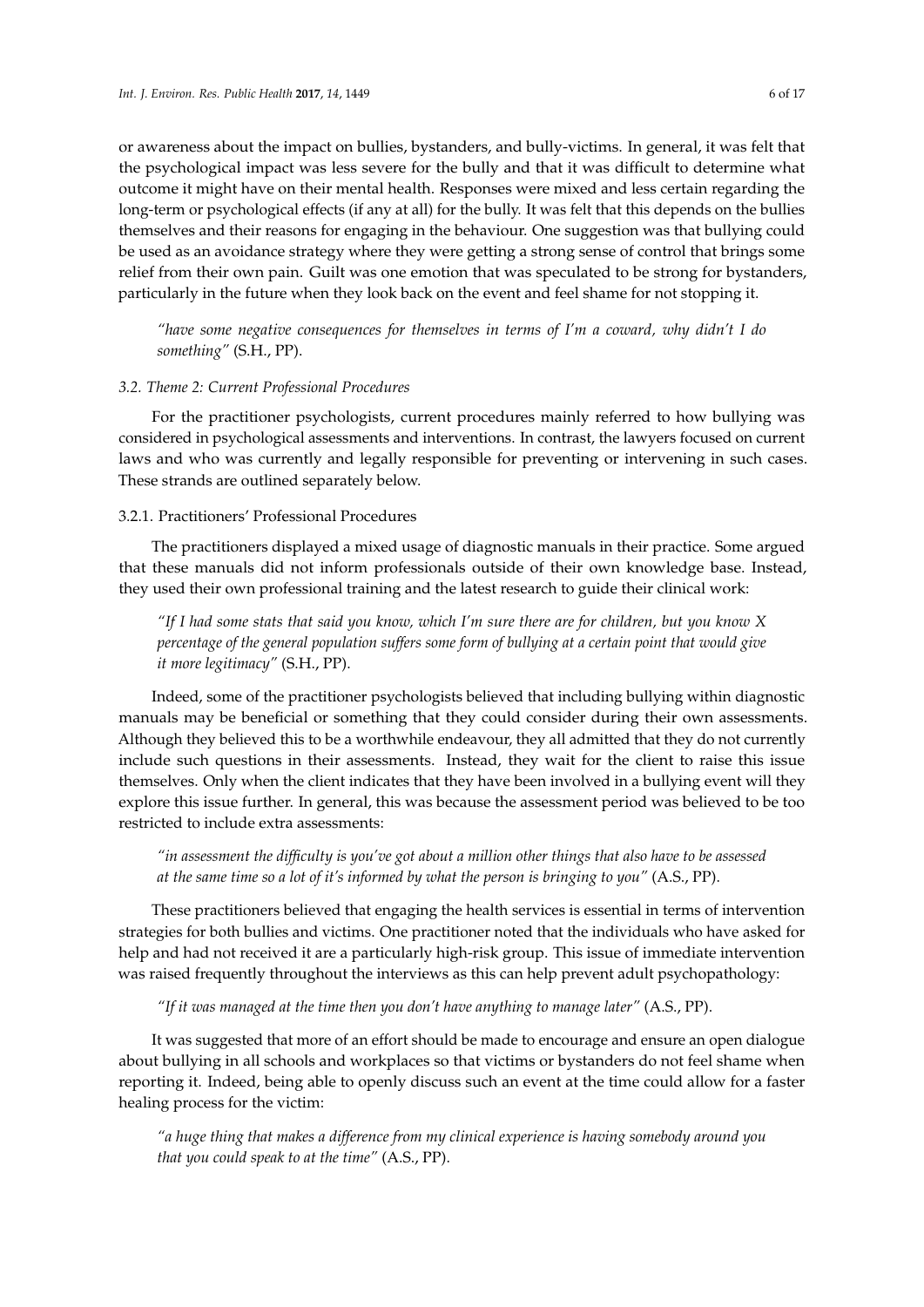or awareness about the impact on bullies, bystanders, and bully-victims. In general, it was felt that the psychological impact was less severe for the bully and that it was difficult to determine what outcome it might have on their mental health. Responses were mixed and less certain regarding the long-term or psychological effects (if any at all) for the bully. It was felt that this depends on the bullies themselves and their reasons for engaging in the behaviour. One suggestion was that bullying could be used as an avoidance strategy where they were getting a strong sense of control that brings some relief from their own pain. Guilt was one emotion that was speculated to be strong for bystanders, particularly in the future when they look back on the event and feel shame for not stopping it.

> *"have some negative consequences for themselves in terms of I'm a coward, why didn't I do something"* (S.H., PP).

### 3.2. Theme 2: Current Professional Procedures

For the practitioner psychologists, current procedures mainly referred to how bullying was considered in psychological assessments and interventions. In contrast, the lawyers focused on current laws and who was currently and legally responsible for preventing or intervening in such cases. These strands are outlined separately below.

#### 3.2.1. Practitioners' Professional Procedures

The practitioners displayed a mixed usage of diagnostic manuals in their practice. Some argued that these manuals did not inform professionals outside of their own knowledge base. Instead, they used their own professional training and the latest research to guide their clinical work:

> *"If I had some stats that said you know, which I'm sure there are for children, but you know X percentage of the general population suffers some form of bullying at a certain point that would give it more legitimacy"* (S.H., PP).

Indeed, some of the practitioner psychologists believed that including bullying within diagnostic manuals may be beneficial or something that they could consider during their own assessments. Although they believed this to be a worthwhile endeavour, they all admitted that they do not currently include such questions in their assessments. Instead, they wait for the client to raise this issue themselves. Only when the client indicates that they have been involved in a bullying event will they explore this issue further. In general, this was because the assessment period was believed to be too restricted to include extra assessments:

> *"in assessment the difficulty is you've got about a million other things that also have to be assessed at the same time so a lot of it's informed by what the person is bringing to you"* (A.S., PP).

These practitioners believed that engaging the health services is essential in terms of intervention strategies for both bullies and victims. One practitioner noted that the individuals who have asked for help and had not received it are a particularly high-risk group. This issue of immediate intervention was raised frequently throughout the interviews as this can help prevent adult psychopathology:

> *"If it was managed at the time then you don't have anything to manage later"* (A.S., PP).

It was suggested that more of an effort should be made to encourage and ensure an open dialogue about bullying in all schools and workplaces so that victims or bystanders do not feel shame when reporting it. Indeed, being able to openly discuss such an event at the time could allow for a faster healing process for the victim:

> *"a huge thing that makes a difference from my clinical experience is having somebody around you that you could speak to at the time"* (A.S., PP).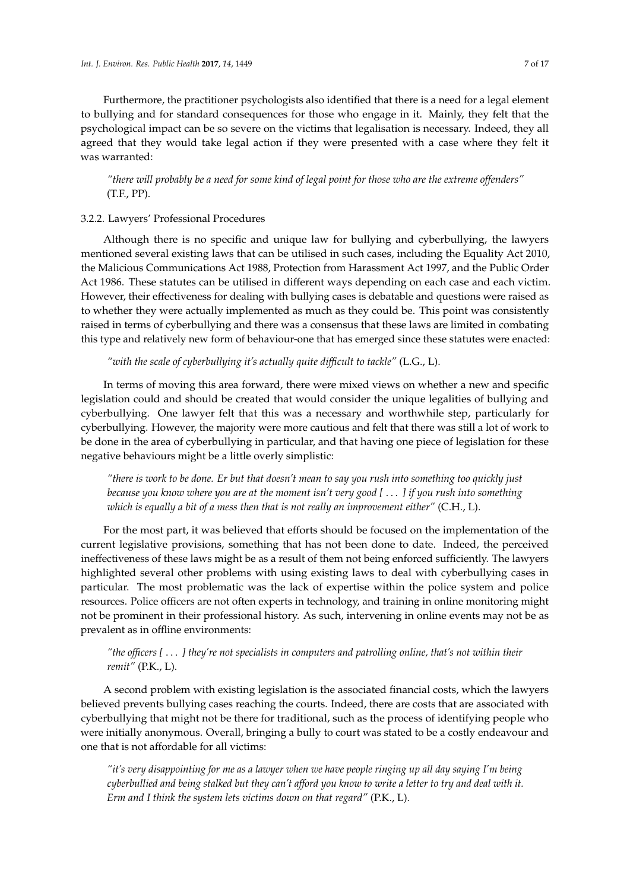Furthermore, the practitioner psychologists also identified that there is a need for a legal element to bullying and for standard consequences for those who engage in it. Mainly, they felt that the psychological impact can be so severe on the victims that legalisation is necessary. Indeed, they all agreed that they would take legal action if they were presented with a case where they felt it was warranted:

> *"there will probably be a need for some kind of legal point for those who are the extreme offenders"* (T.F., PP).

### 3.2.2. Lawyers' Professional Procedures

Although there is no specific and unique law for bullying and cyberbullying, the lawyers mentioned several existing laws that can be utilised in such cases, including the Equality Act 2010, the Malicious Communications Act 1988, Protection from Harassment Act 1997, and the Public Order Act 1986. These statutes can be utilised in different ways depending on each case and each victim. However, their effectiveness for dealing with bullying cases is debatable and questions were raised as to whether they were actually implemented as much as they could be. This point was consistently raised in terms of cyberbullying and there was a consensus that these laws are limited in combating this type and relatively new form of behaviour-one that has emerged since these statutes were enacted:

> *"with the scale of cyberbullying it's actually quite difficult to tackle"* (L.G., L).

In terms of moving this area forward, there were mixed views on whether a new and specific legislation could and should be created that would consider the unique legalities of bullying and cyberbullying. One lawyer felt that this was a necessary and worthwhile step, particularly for cyberbullying. However, the majority were more cautious and felt that there was still a lot of work to be done in the area of cyberbullying in particular, and that having one piece of legislation for these negative behaviours might be a little overly simplistic:

> *"there is work to be done. Er but that doesn't mean to say you rush into something too quickly just because you know where you are at the moment isn't very good [ . . . ] if you rush into something which is equally a bit of a mess then that is not really an improvement either"* (C.H., L).

For the most part, it was believed that efforts should be focused on the implementation of the current legislative provisions, something that has not been done to date. Indeed, the perceived ineffectiveness of these laws might be as a result of them not being enforced sufficiently. The lawyers highlighted several other problems with using existing laws to deal with cyberbullying cases in particular. The most problematic was the lack of expertise within the police system and police resources. Police officers are not often experts in technology, and training in online monitoring might not be prominent in their professional history. As such, intervening in online events may not be as prevalent as in offline environments:

> *"the officers [ . . . ] they're not specialists in computers and patrolling online, that's not within their remit"* (P.K., L).

A second problem with existing legislation is the associated financial costs, which the lawyers believed prevents bullying cases reaching the courts. Indeed, there are costs that are associated with cyberbullying that might not be there for traditional, such as the process of identifying people who were initially anonymous. Overall, bringing a bully to court was stated to be a costly endeavour and one that is not affordable for all victims:

> *"it's very disappointing for me as a lawyer when we have people ringing up all day saying I'm being cyberbullied and being stalked but they can't afford you know to write a letter to try and deal with it. Erm and I think the system lets victims down on that regard"* (P.K., L).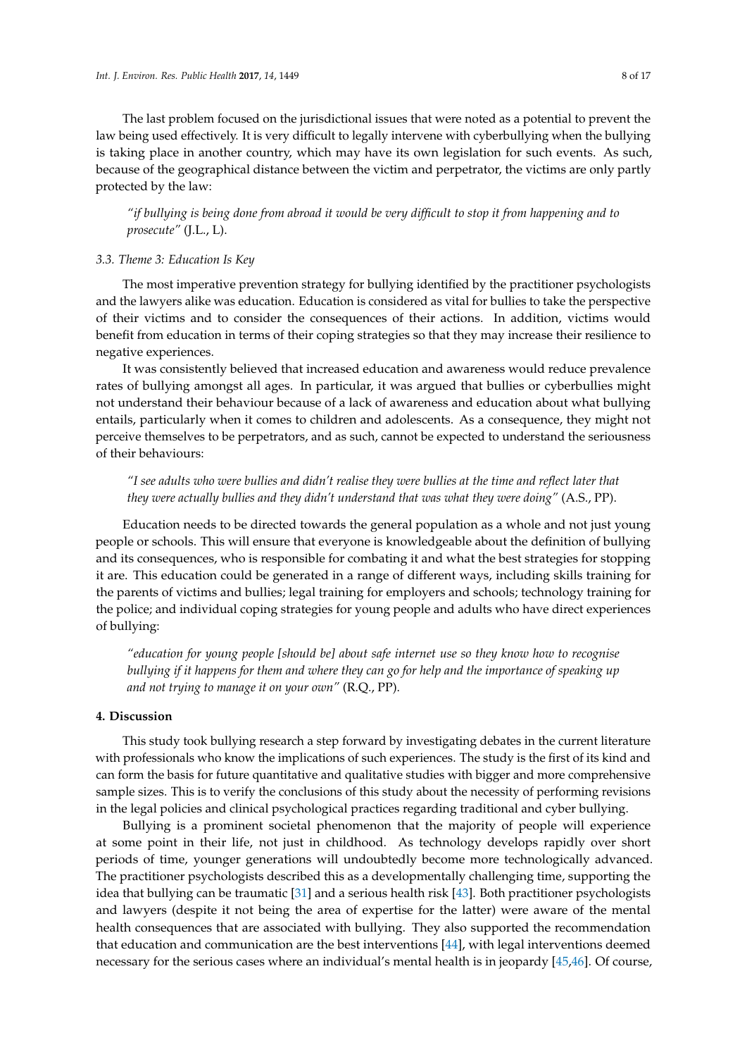The last problem focused on the jurisdictional issues that were noted as a potential to prevent the law being used effectively. It is very difficult to legally intervene with cyberbullying when the bullying is taking place in another country, which may have its own legislation for such events. As such, because of the geographical distance between the victim and perpetrator, the victims are only partly protected by the law:

> *"if bullying is being done from abroad it would be very difficult to stop it from happening and to prosecute"* (J.L., L).

### 3.3. Theme 3: Education Is Key

The most imperative prevention strategy for bullying identified by the practitioner psychologists and the lawyers alike was education. Education is considered as vital for bullies to take the perspective of their victims and to consider the consequences of their actions. In addition, victims would benefit from education in terms of their coping strategies so that they may increase their resilience to negative experiences.

It was consistently believed that increased education and awareness would reduce prevalence rates of bullying amongst all ages. In particular, it was argued that bullies or cyberbullies might not understand their behaviour because of a lack of awareness and education about what bullying entails, particularly when it comes to children and adolescents. As a consequence, they might not perceive themselves to be perpetrators, and as such, cannot be expected to understand the seriousness of their behaviours:

> *"I see adults who were bullies and didn't realise they were bullies at the time and reflect later that they were actually bullies and they didn't understand that was what they were doing"* (A.S., PP).

Education needs to be directed towards the general population as a whole and not just young people or schools. This will ensure that everyone is knowledgeable about the definition of bullying and its consequences, who is responsible for combating it and what the best strategies for stopping it are. This education could be generated in a range of different ways, including skills training for the parents of victims and bullies; legal training for employers and schools; technology training for the police; and individual coping strategies for young people and adults who have direct experiences of bullying:

> *"education for young people [should be] about safe internet use so they know how to recognise bullying if it happens for them and where they can go for help and the importance of speaking up and not trying to manage it on your own"* (R.Q., PP).

## 4. Discussion

This study took bullying research a step forward by investigating debates in the current literature with professionals who know the implications of such experiences. The study is the first of its kind and can form the basis for future quantitative and qualitative studies with bigger and more comprehensive sample sizes. This is to verify the conclusions of this study about the necessity of performing revisions in the legal policies and clinical psychological practices regarding traditional and cyber bullying.

Bullying is a prominent societal phenomenon that the majority of people will experience at some point in their life, not just in childhood. As technology develops rapidly over short periods of time, younger generations will undoubtedly become more technologically advanced. The practitioner psychologists described this as a developmentally challenging time, supporting the idea that bullying can be traumatic [31] and a serious health risk [43]. Both practitioner psychologists and lawyers (despite it not being the area of expertise for the latter) were aware of the mental health consequences that are associated with bullying. They also supported the recommendation that education and communication are the best interventions [44], with legal interventions deemed necessary for the serious cases where an individual's mental health is in jeopardy [45,46]. Of course,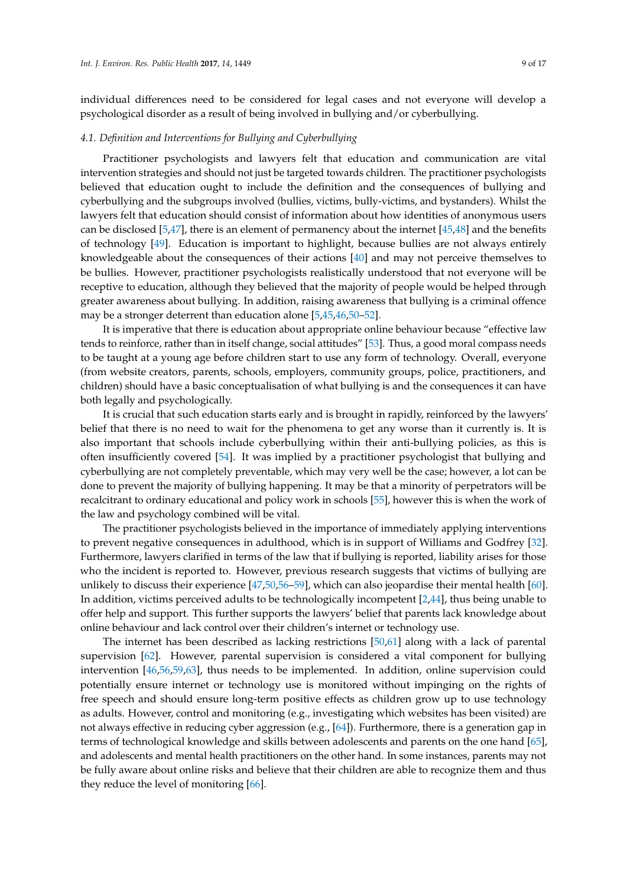individual differences need to be considered for legal cases and not everyone will develop a psychological disorder as a result of being involved in bullying and/or cyberbullying.

### *4.1. Definition and Interventions for Bullying and Cyberbullying*

Practitioner psychologists and lawyers felt that education and communication are vital intervention strategies and should not just be targeted towards children. The practitioner psychologists believed that education ought to include the definition and the consequences of bullying and cyberbullying and the subgroups involved (bullies, victims, bully-victims, and bystanders). Whilst the lawyers felt that education should consist of information about how identities of anonymous users can be disclosed [5,47], there is an element of permanency about the internet [45,48] and the benefits of technology [49]. Education is important to highlight, because bullies are not always entirely knowledgeable about the consequences of their actions [40] and may not perceive themselves to be bullies. However, practitioner psychologists realistically understood that not everyone will be receptive to education, although they believed that the majority of people would be helped through greater awareness about bullying. In addition, raising awareness that bullying is a criminal offence may be a stronger deterrent than education alone [5,45,46,50–52].

It is imperative that there is education about appropriate online behaviour because "effective law tends to reinforce, rather than in itself change, social attitudes" [53]. Thus, a good moral compass needs to be taught at a young age before children start to use any form of technology. Overall, everyone (from website creators, parents, schools, employers, community groups, police, practitioners, and children) should have a basic conceptualisation of what bullying is and the consequences it can have both legally and psychologically.

It is crucial that such education starts early and is brought in rapidly, reinforced by the lawyers' belief that there is no need to wait for the phenomena to get any worse than it currently is. It is also important that schools include cyberbullying within their anti-bullying policies, as this is often insufficiently covered [54]. It was implied by a practitioner psychologist that bullying and cyberbullying are not completely preventable, which may very well be the case; however, a lot can be done to prevent the majority of bullying happening. It may be that a minority of perpetrators will be recalcitrant to ordinary educational and policy work in schools [55], however this is when the work of the law and psychology combined will be vital.

The practitioner psychologists believed in the importance of immediately applying interventions to prevent negative consequences in adulthood, which is in support of Williams and Godfrey [32]. Furthermore, lawyers clarified in terms of the law that if bullying is reported, liability arises for those who the incident is reported to. However, previous research suggests that victims of bullying are unlikely to discuss their experience [47,50,56–59], which can also jeopardise their mental health [60]. In addition, victims perceived adults to be technologically incompetent [2,44], thus being unable to offer help and support. This further supports the lawyers' belief that parents lack knowledge about online behaviour and lack control over their children's internet or technology use.

The internet has been described as lacking restrictions [50,61] along with a lack of parental supervision [62]. However, parental supervision is considered a vital component for bullying intervention [46,56,59,63], thus needs to be implemented. In addition, online supervision could potentially ensure internet or technology use is monitored without impinging on the rights of free speech and should ensure long-term positive effects as children grow up to use technology as adults. However, control and monitoring (e.g., investigating which websites has been visited) are not always effective in reducing cyber aggression (e.g., [64]). Furthermore, there is a generation gap in terms of technological knowledge and skills between adolescents and parents on the one hand [65], and adolescents and mental health practitioners on the other hand. In some instances, parents may not be fully aware about online risks and believe that their children are able to recognize them and thus they reduce the level of monitoring [66].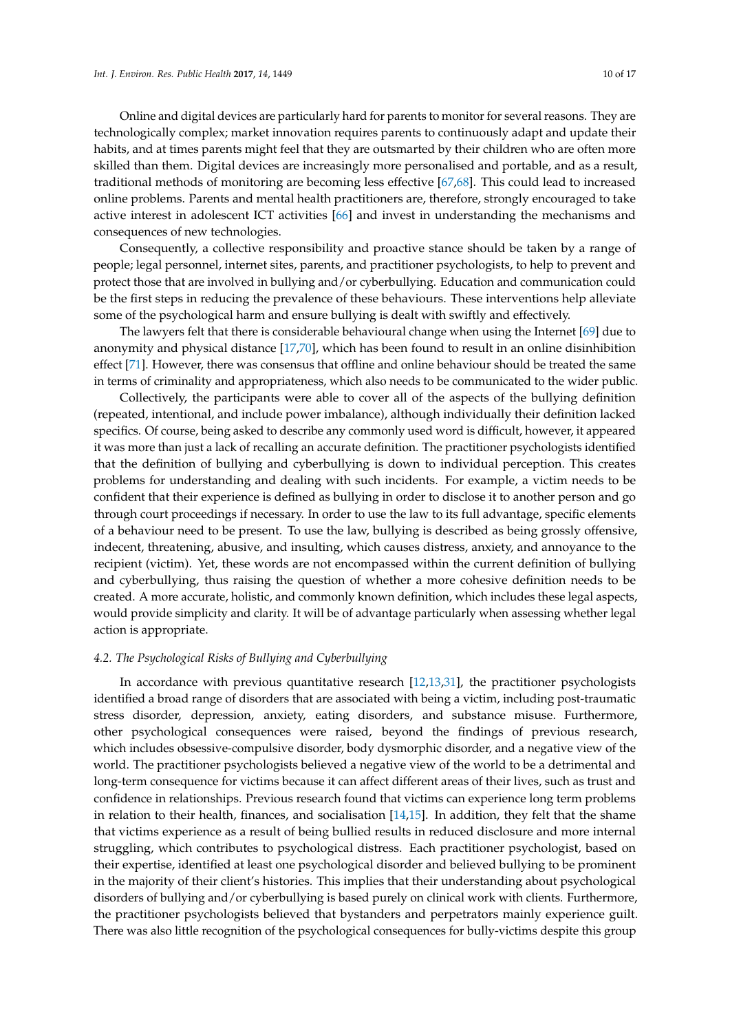Online and digital devices are particularly hard for parents to monitor for several reasons. They are technologically complex; market innovation requires parents to continuously adapt and update their habits, and at times parents might feel that they are outsmarted by their children who are often more skilled than them. Digital devices are increasingly more personalised and portable, and as a result, traditional methods of monitoring are becoming less effective [67,68]. This could lead to increased online problems. Parents and mental health practitioners are, therefore, strongly encouraged to take active interest in adolescent ICT activities [66] and invest in understanding the mechanisms and consequences of new technologies.

Consequently, a collective responsibility and proactive stance should be taken by a range of people; legal personnel, internet sites, parents, and practitioner psychologists, to help to prevent and protect those that are involved in bullying and/or cyberbullying. Education and communication could be the first steps in reducing the prevalence of these behaviours. These interventions help alleviate some of the psychological harm and ensure bullying is dealt with swiftly and effectively.

The lawyers felt that there is considerable behavioural change when using the Internet [69] due to anonymity and physical distance [17,70], which has been found to result in an online disinhibition effect [71]. However, there was consensus that offline and online behaviour should be treated the same in terms of criminality and appropriateness, which also needs to be communicated to the wider public.

Collectively, the participants were able to cover all of the aspects of the bullying definition (repeated, intentional, and include power imbalance), although individually their definition lacked specifics. Of course, being asked to describe any commonly used word is difficult, however, it appeared it was more than just a lack of recalling an accurate definition. The practitioner psychologists identified that the definition of bullying and cyberbullying is down to individual perception. This creates problems for understanding and dealing with such incidents. For example, a victim needs to be confident that their experience is defined as bullying in order to disclose it to another person and go through court proceedings if necessary. In order to use the law to its full advantage, specific elements of a behaviour need to be present. To use the law, bullying is described as being grossly offensive, indecent, threatening, abusive, and insulting, which causes distress, anxiety, and annoyance to the recipient (victim). Yet, these words are not encompassed within the current definition of bullying and cyberbullying, thus raising the question of whether a more cohesive definition needs to be created. A more accurate, holistic, and commonly known definition, which includes these legal aspects, would provide simplicity and clarity. It will be of advantage particularly when assessing whether legal action is appropriate.

### *4.2. The Psychological Risks of Bullying and Cyberbullying*

In accordance with previous quantitative research [12,13,31], the practitioner psychologists identified a broad range of disorders that are associated with being a victim, including post-traumatic stress disorder, depression, anxiety, eating disorders, and substance misuse. Furthermore, other psychological consequences were raised, beyond the findings of previous research, which includes obsessive-compulsive disorder, body dysmorphic disorder, and a negative view of the world. The practitioner psychologists believed a negative view of the world to be a detrimental and long-term consequence for victims because it can affect different areas of their lives, such as trust and confidence in relationships. Previous research found that victims can experience long term problems in relation to their health, finances, and socialisation [14,15]. In addition, they felt that the shame that victims experience as a result of being bullied results in reduced disclosure and more internal struggling, which contributes to psychological distress. Each practitioner psychologist, based on their expertise, identified at least one psychological disorder and believed bullying to be prominent in the majority of their client's histories. This implies that their understanding about psychological disorders of bullying and/or cyberbullying is based purely on clinical work with clients. Furthermore, the practitioner psychologists believed that bystanders and perpetrators mainly experience guilt. There was also little recognition of the psychological consequences for bully-victims despite this group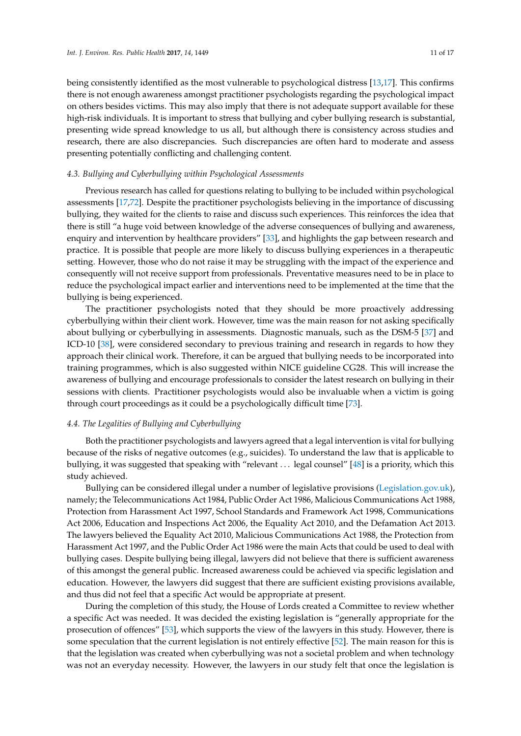being consistently identified as the most vulnerable to psychological distress [13,17]. This confirms there is not enough awareness amongst practitioner psychologists regarding the psychological impact on others besides victims. This may also imply that there is not adequate support available for these high-risk individuals. It is important to stress that bullying and cyber bullying research is substantial, presenting wide spread knowledge to us all, but although there is consistency across studies and research, there are also discrepancies. Such discrepancies are often hard to moderate and assess presenting potentially conflicting and challenging content.

### *4.3. Bullying and Cyberbullying within Psychological Assessments*

Previous research has called for questions relating to bullying to be included within psychological assessments [17,72]. Despite the practitioner psychologists believing in the importance of discussing bullying, they waited for the clients to raise and discuss such experiences. This reinforces the idea that there is still "a huge void between knowledge of the adverse consequences of bullying and awareness, enquiry and intervention by healthcare providers" [33], and highlights the gap between research and practice. It is possible that people are more likely to discuss bullying experiences in a therapeutic setting. However, those who do not raise it may be struggling with the impact of the experience and consequently will not receive support from professionals. Preventative measures need to be in place to reduce the psychological impact earlier and interventions need to be implemented at the time that the bullying is being experienced.

The practitioner psychologists noted that they should be more proactively addressing cyberbullying within their client work. However, time was the main reason for not asking specifically about bullying or cyberbullying in assessments. Diagnostic manuals, such as the DSM-5 [37] and ICD-10 [38], were considered secondary to previous training and research in regards to how they approach their clinical work. Therefore, it can be argued that bullying needs to be incorporated into training programmes, which is also suggested within NICE guideline CG28. This will increase the awareness of bullying and encourage professionals to consider the latest research on bullying in their sessions with clients. Practitioner psychologists would also be invaluable when a victim is going through court proceedings as it could be a psychologically difficult time [73].

### *4.4. The Legalities of Bullying and Cyberbullying*

Both the practitioner psychologists and lawyers agreed that a legal intervention is vital for bullying because of the risks of negative outcomes (e.g., suicides). To understand the law that is applicable to bullying, it was suggested that speaking with "relevant ... legal counsel" [48] is a priority, which this study achieved.

Bullying can be considered illegal under a number of legislative provisions (Legislation.gov.uk), namely; the Telecommunications Act 1984, Public Order Act 1986, Malicious Communications Act 1988, Protection from Harassment Act 1997, School Standards and Framework Act 1998, Communications Act 2006, Education and Inspections Act 2006, the Equality Act 2010, and the Defamation Act 2013. The lawyers believed the Equality Act 2010, Malicious Communications Act 1988, the Protection from Harassment Act 1997, and the Public Order Act 1986 were the main Acts that could be used to deal with bullying cases. Despite bullying being illegal, lawyers did not believe that there is sufficient awareness of this amongst the general public. Increased awareness could be achieved via specific legislation and education. However, the lawyers did suggest that there are sufficient existing provisions available, and thus did not feel that a specific Act would be appropriate at present.

During the completion of this study, the House of Lords created a Committee to review whether a specific Act was needed. It was decided the existing legislation is "generally appropriate for the prosecution of offences" [53], which supports the view of the lawyers in this study. However, there is some speculation that the current legislation is not entirely effective [52]. The main reason for this is that the legislation was created when cyberbullying was not a societal problem and when technology was not an everyday necessity. However, the lawyers in our study felt that once the legislation is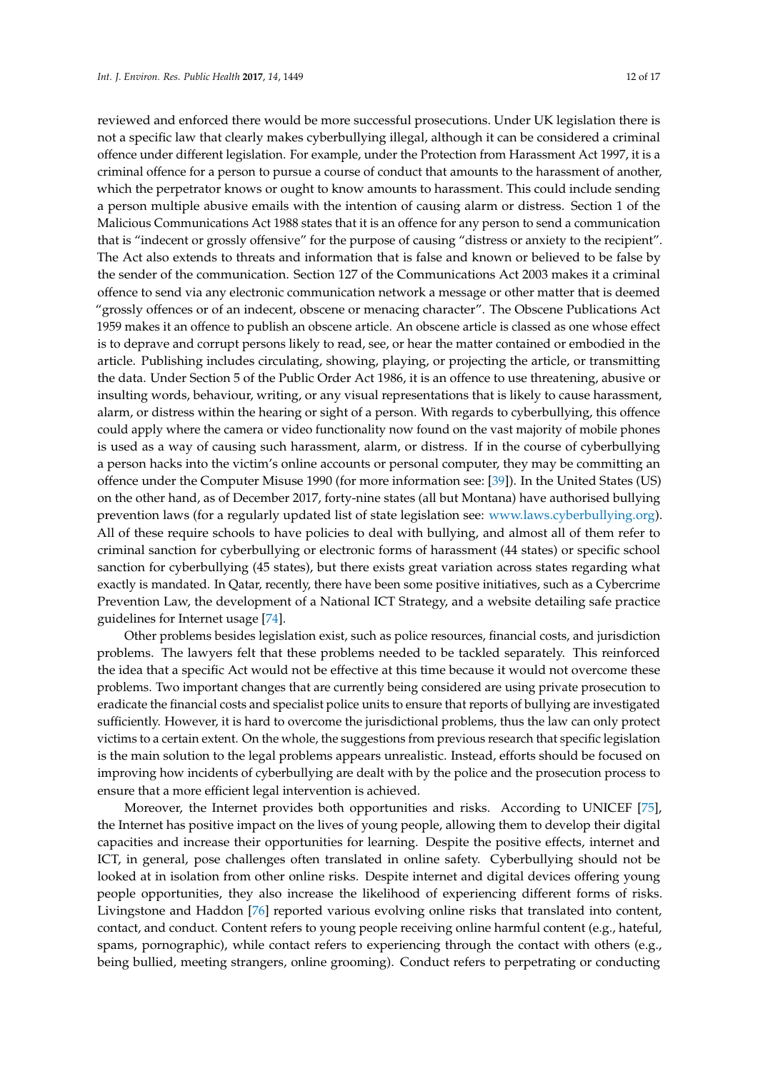reviewed and enforced there would be more successful prosecutions. Under UK legislation there is not a specific law that clearly makes cyberbullying illegal, although it can be considered a criminal offence under different legislation. For example, under the Protection from Harassment Act 1997, it is a criminal offence for a person to pursue a course of conduct that amounts to the harassment of another, which the perpetrator knows or ought to know amounts to harassment. This could include sending a person multiple abusive emails with the intention of causing alarm or distress. Section 1 of the Malicious Communications Act 1988 states that it is an offence for any person to send a communication that is "indecent or grossly offensive" for the purpose of causing "distress or anxiety to the recipient". The Act also extends to threats and information that is false and known or believed to be false by the sender of the communication. Section 127 of the Communications Act 2003 makes it a criminal offence to send via any electronic communication network a message or other matter that is deemed "grossly offences or of an indecent, obscene or menacing character". The Obscene Publications Act 1959 makes it an offence to publish an obscene article. An obscene article is classed as one whose effect is to deprave and corrupt persons likely to read, see, or hear the matter contained or embodied in the article. Publishing includes circulating, showing, playing, or projecting the article, or transmitting the data. Under Section 5 of the Public Order Act 1986, it is an offence to use threatening, abusive or insulting words, behaviour, writing, or any visual representations that is likely to cause harassment, alarm, or distress within the hearing or sight of a person. With regards to cyberbullying, this offence could apply where the camera or video functionality now found on the vast majority of mobile phones is used as a way of causing such harassment, alarm, or distress. If in the course of cyberbullying a person hacks into the victim's online accounts or personal computer, they may be committing an offence under the Computer Misuse 1990 (for more information see: [39]). In the United States (US) on the other hand, as of December 2017, forty-nine states (all but Montana) have authorised bullying prevention laws (for a regularly updated list of state legislation see: www.laws.cyberbullying.org). All of these require schools to have policies to deal with bullying, and almost all of them refer to criminal sanction for cyberbullying or electronic forms of harassment (44 states) or specific school sanction for cyberbullying (45 states), but there exists great variation across states regarding what exactly is mandated. In Qatar, recently, there have been some positive initiatives, such as a Cybercrime Prevention Law, the development of a National ICT Strategy, and a website detailing safe practice guidelines for Internet usage [74].

Other problems besides legislation exist, such as police resources, financial costs, and jurisdiction problems. The lawyers felt that these problems needed to be tackled separately. This reinforced the idea that a specific Act would not be effective at this time because it would not overcome these problems. Two important changes that are currently being considered are using private prosecution to eradicate the financial costs and specialist police units to ensure that reports of bullying are investigated sufficiently. However, it is hard to overcome the jurisdictional problems, thus the law can only protect victims to a certain extent. On the whole, the suggestions from previous research that specific legislation is the main solution to the legal problems appears unrealistic. Instead, efforts should be focused on improving how incidents of cyberbullying are dealt with by the police and the prosecution process to ensure that a more efficient legal intervention is achieved.

Moreover, the Internet provides both opportunities and risks. According to UNICEF [75], the Internet has positive impact on the lives of young people, allowing them to develop their digital capacities and increase their opportunities for learning. Despite the positive effects, internet and ICT, in general, pose challenges often translated in online safety. Cyberbullying should not be looked at in isolation from other online risks. Despite internet and digital devices offering young people opportunities, they also increase the likelihood of experiencing different forms of risks. Livingstone and Haddon [76] reported various evolving online risks that translated into content, contact, and conduct. Content refers to young people receiving online harmful content (e.g., hateful, spams, pornographic), while contact refers to experiencing through the contact with others (e.g., being bullied, meeting strangers, online grooming). Conduct refers to perpetrating or conducting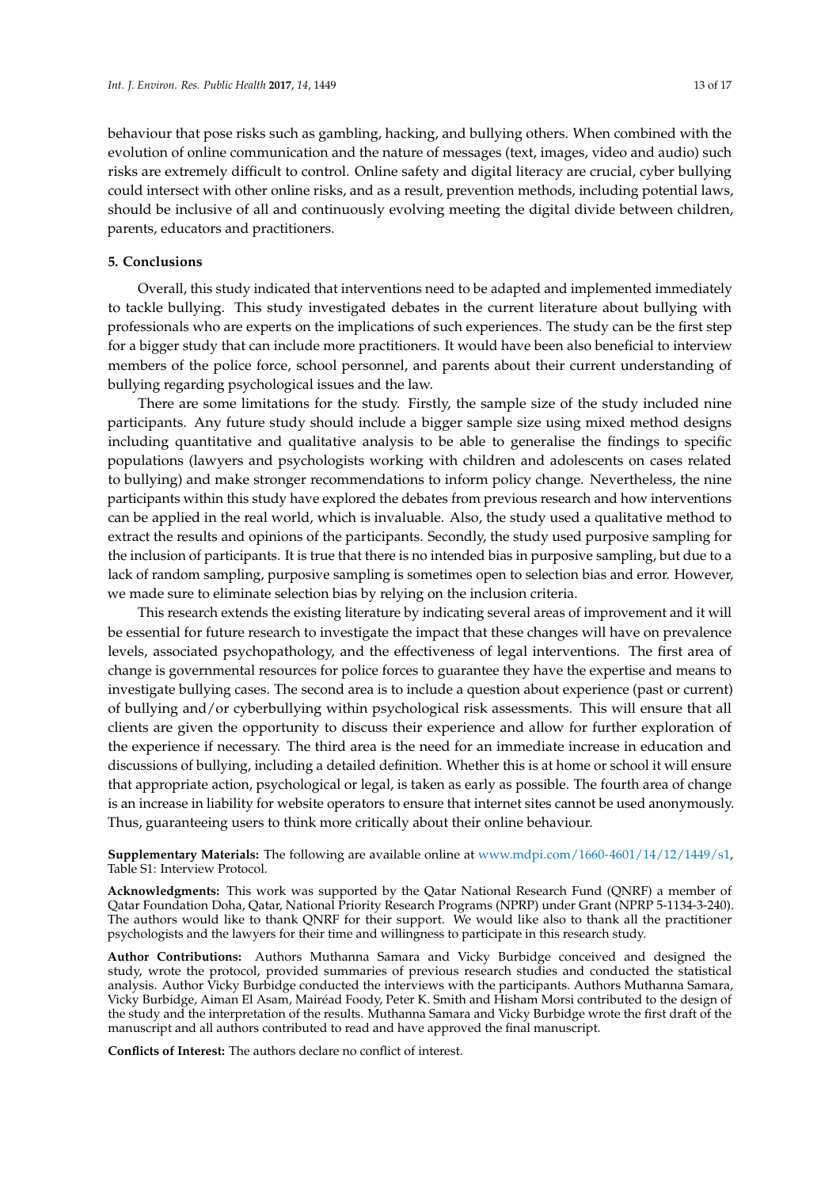behaviour that pose risks such as gambling, hacking, and bullying others. When combined with the evolution of online communication and the nature of messages (text, images, video and audio) such risks are extremely difficult to control. Online safety and digital literacy are crucial, cyber bullying could intersect with other online risks, and as a result, prevention methods, including potential laws, should be inclusive of all and continuously evolving meeting the digital divide between children, parents, educators and practitioners.

## 5. Conclusions

Overall, this study indicated that interventions need to be adapted and implemented immediately to tackle bullying. This study investigated debates in the current literature about bullying with professionals who are experts on the implications of such experiences. The study can be the first step for a bigger study that can include more practitioners. It would have been also beneficial to interview members of the police force, school personnel, and parents about their current understanding of bullying regarding psychological issues and the law.

There are some limitations for the study. Firstly, the sample size of the study included nine participants. Any future study should include a bigger sample size using mixed method designs including quantitative and qualitative analysis to be able to generalise the findings to specific populations (lawyers and psychologists working with children and adolescents on cases related to bullying) and make stronger recommendations to inform policy change. Nevertheless, the nine participants within this study have explored the debates from previous research and how interventions can be applied in the real world, which is invaluable. Also, the study used a qualitative method to extract the results and opinions of the participants. Secondly, the study used purposive sampling for the inclusion of participants. It is true that there is no intended bias in purposive sampling, but due to a lack of random sampling, purposive sampling is sometimes open to selection bias and error. However, we made sure to eliminate selection bias by relying on the inclusion criteria.

This research extends the existing literature by indicating several areas of improvement and it will be essential for future research to investigate the impact that these changes will have on prevalence levels, associated psychopathology, and the effectiveness of legal interventions. The first area of change is governmental resources for police forces to guarantee they have the expertise and means to investigate bullying cases. The second area is to include a question about experience (past or current) of bullying and/or cyberbullying within psychological risk assessments. This will ensure that all clients are given the opportunity to discuss their experience and allow for further exploration of the experience if necessary. The third area is the need for an immediate increase in education and discussions of bullying, including a detailed definition. Whether this is at home or school it will ensure that appropriate action, psychological or legal, is taken as early as possible. The fourth area of change is an increase in liability for website operators to ensure that internet sites cannot be used anonymously. Thus, guaranteeing users to think more critically about their online behaviour.

**Supplementary Materials:** The following are available online at www.mdpi.com/1660-4601/14/12/1449/s1, Table S1: Interview Protocol.

**Acknowledgments:** This work was supported by the Qatar National Research Fund (QNRF) a member of Qatar Foundation Doha, Qatar, National Priority Research Programs (NPRP) under Grant (NPRP 5-1134-3-240). The authors would like to thank QNRF for their support. We would like also to thank all the practitioner psychologists and the lawyers for their time and willingness to participate in this research study.

**Author Contributions:** Authors Muthanna Samara and Vicky Burbidge conceived and designed the study, wrote the protocol, provided summaries of previous research studies and conducted the statistical analysis. Author Vicky Burbidge conducted the interviews with the participants. Authors Muthanna Samara, Vicky Burbidge, Aiman El Asam, Mairéad Foody, Peter K. Smith and Hisham Morsi contributed to the design of the study and the interpretation of the results. Muthanna Samara and Vicky Burbidge wrote the first draft of the manuscript and all authors contributed to read and have approved the final manuscript.

**Conflicts of Interest:** The authors declare no conflict of interest.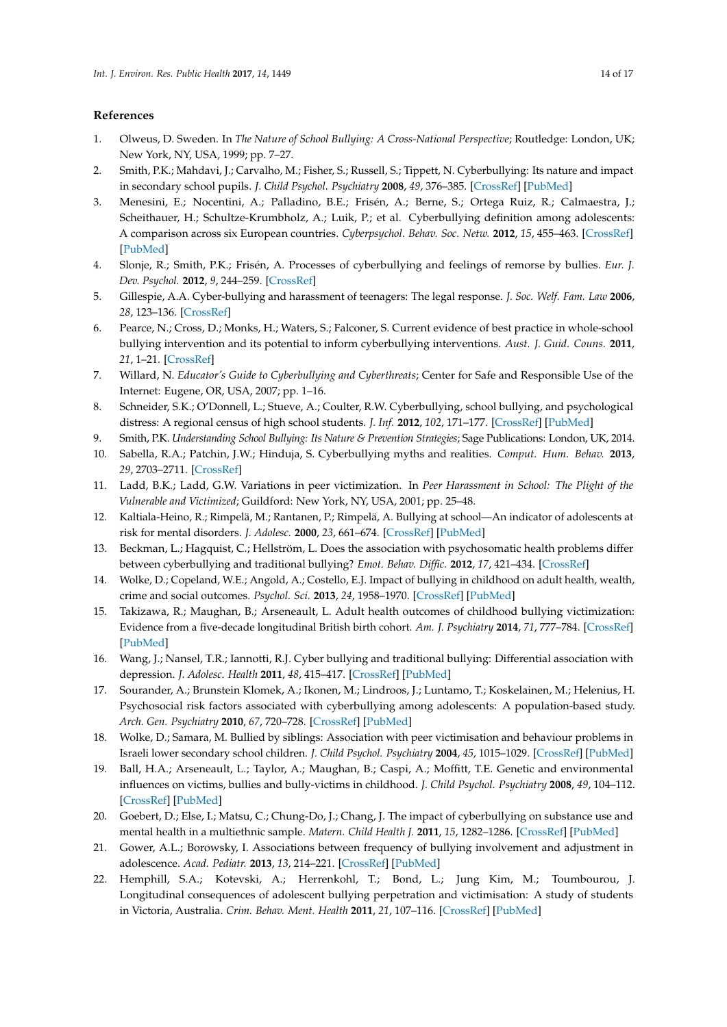## References

1. Olweus, D. Sweden. In *The Nature of School Bullying: A Cross-National Perspective*; Routledge: London, UK; New York, NY, USA, 1999; pp. 7–27.
2. Smith, P.K.; Mahdavi, J.; Carvalho, M.; Fisher, S.; Russell, S.; Tippett, N. Cyberbullying: Its nature and impact in secondary school pupils. *J. Child Psychol. Psychiatry* **2008**, *49*, 376–385. [CrossRef] [PubMed]
3. Menesini, E.; Nocentini, A.; Palladino, B.E.; Frisén, A.; Berne, S.; Ortega Ruiz, R.; Calmaestra, J.; Scheithauer, H.; Schultze-Krumbholz, A.; Luik, P.; et al. Cyberbullying definition among adolescents: A comparison across six European countries. *Cyberpsychol. Behav. Soc. Netw.* **2012**, *15*, 455–463. [CrossRef] [PubMed]
4. Slonje, R.; Smith, P.K.; Frisén, A. Processes of cyberbullying and feelings of remorse by bullies. *Eur. J. Dev. Psychol.* **2012**, *9*, 244–259. [CrossRef]
5. Gillespie, A.A. Cyber-bullying and harassment of teenagers: The legal response. *J. Soc. Welf. Fam. Law* **2006**, *28*, 123–136. [CrossRef]
6. Pearce, N.; Cross, D.; Monks, H.; Waters, S.; Falconer, S. Current evidence of best practice in whole-school bullying intervention and its potential to inform cyberbullying interventions. *Aust. J. Guid. Couns.* **2011**, *21*, 1–21. [CrossRef]
7. Willard, N. *Educator's Guide to Cyberbullying and Cyberthreats*; Center for Safe and Responsible Use of the Internet: Eugene, OR, USA, 2007; pp. 1–16.
8. Schneider, S.K.; O'Donnell, L.; Stueve, A.; Coulter, R.W. Cyberbullying, school bullying, and psychological distress: A regional census of high school students. *J. Inf.* **2012**, *102*, 171–177. [CrossRef] [PubMed]
9. Smith, P.K. *Understanding School Bullying: Its Nature & Prevention Strategies*; Sage Publications: London, UK, 2014.
10. Sabella, R.A.; Patchin, J.W.; Hinduja, S. Cyberbullying myths and realities. *Comput. Hum. Behav.* **2013**, *29*, 2703–2711. [CrossRef]
11. Ladd, B.K.; Ladd, G.W. Variations in peer victimization. In *Peer Harassment in School: The Plight of the Vulnerable and Victimized*; Guildford: New York, NY, USA, 2001; pp. 25–48.
12. Kaltiala-Heino, R.; Rimpelä, M.; Rantanen, P.; Rimpelä, A. Bullying at school—An indicator of adolescents at risk for mental disorders. *J. Adolesc.* **2000**, *23*, 661–674. [CrossRef] [PubMed]
13. Beckman, L.; Hagquist, C.; Hellström, L. Does the association with psychosomatic health problems differ between cyberbullying and traditional bullying? *Emot. Behav. Diffic.* **2012**, *17*, 421–434. [CrossRef]
14. Wolke, D.; Copeland, W.E.; Angold, A.; Costello, E.J. Impact of bullying in childhood on adult health, wealth, crime and social outcomes. *Psychol. Sci.* **2013**, *24*, 1958–1970. [CrossRef] [PubMed]
15. Takizawa, R.; Maughan, B.; Arseneault, L. Adult health outcomes of childhood bullying victimization: Evidence from a five-decade longitudinal British birth cohort. *Am. J. Psychiatry* **2014**, *71*, 777–784. [CrossRef] [PubMed]
16. Wang, J.; Nansel, T.R.; Iannotti, R.J. Cyber bullying and traditional bullying: Differential association with depression. *J. Adolesc. Health* **2011**, *48*, 415–417. [CrossRef] [PubMed]
17. Sourander, A.; Brunstein Klomek, A.; Ikonen, M.; Lindroos, J.; Luntamo, T.; Koskelainen, M.; Helenius, H. Psychosocial risk factors associated with cyberbullying among adolescents: A population-based study. *Arch. Gen. Psychiatry* **2010**, *67*, 720–728. [CrossRef] [PubMed]
18. Wolke, D.; Samara, M. Bullied by siblings: Association with peer victimisation and behaviour problems in Israeli lower secondary school children. *J. Child Psychol. Psychiatry* **2004**, *45*, 1015–1029. [CrossRef] [PubMed]
19. Ball, H.A.; Arseneault, L.; Taylor, A.; Maughan, B.; Caspi, A.; Moffitt, T.E. Genetic and environmental influences on victims, bullies and bully-victims in childhood. *J. Child Psychol. Psychiatry* **2008**, *49*, 104–112. [CrossRef] [PubMed]
20. Goebert, D.; Else, I.; Matsu, C.; Chung-Do, J.; Chang, J. The impact of cyberbullying on substance use and mental health in a multiethnic sample. *Matern. Child Health J.* **2011**, *15*, 1282–1286. [CrossRef] [PubMed]
21. Gower, A.L.; Borowsky, I. Associations between frequency of bullying involvement and adjustment in adolescence. *Acad. Pediatr.* **2013**, *13*, 214–221. [CrossRef] [PubMed]
22. Hemphill, S.A.; Kotevski, A.; Herrenkohl, T.; Bond, L.; Jung Kim, M.; Toumbourou, J. Longitudinal consequences of adolescent bullying perpetration and victimisation: A study of students in Victoria, Australia. *Crim. Behav. Ment. Health* **2011**, *21*, 107–116. [CrossRef] [PubMed]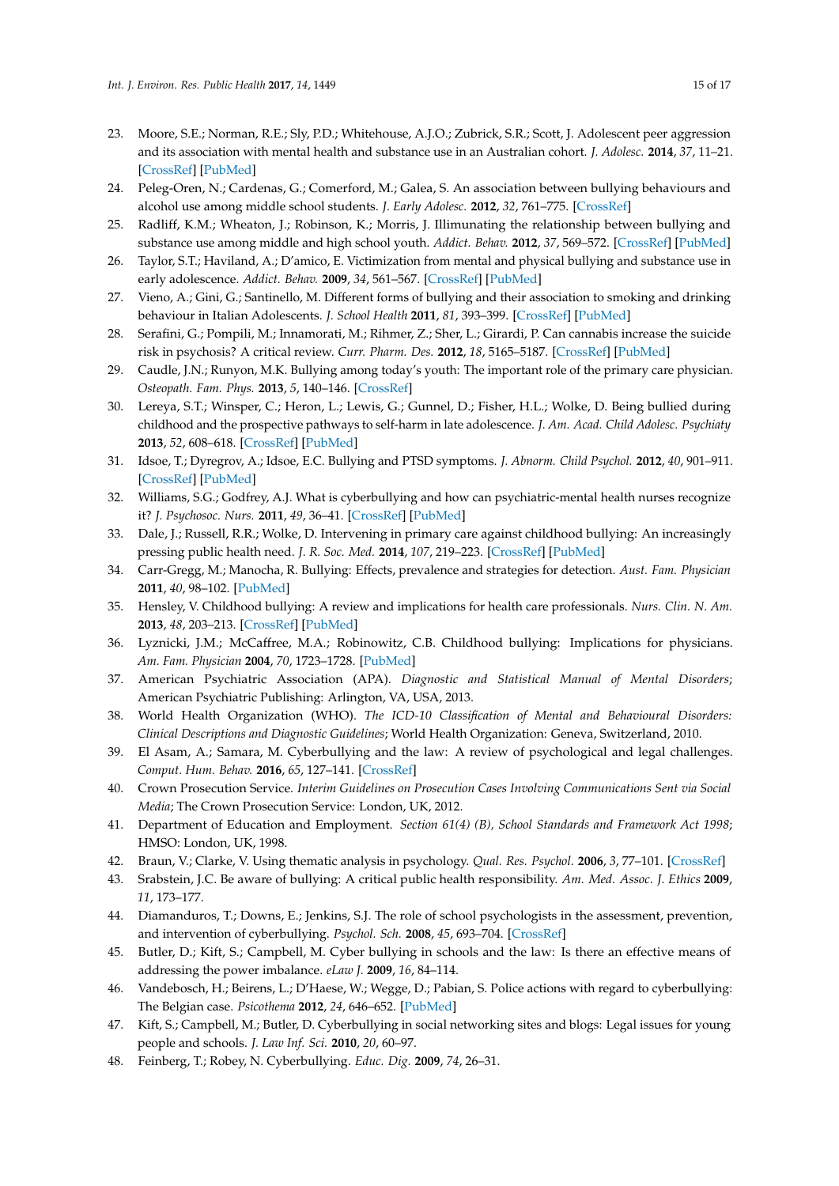23. Moore, S.E.; Norman, R.E.; Sly, P.D.; Whitehouse, A.J.O.; Zubrick, S.R.; Scott, J. Adolescent peer aggression and its association with mental health and substance use in an Australian cohort. *J. Adolesc.* **2014**, *37*, 11–21. [CrossRef] [PubMed]
24. Peleg-Oren, N.; Cardenas, G.; Comerford, M.; Galea, S. An association between bullying behaviours and alcohol use among middle school students. *J. Early Adolesc.* **2012**, *32*, 761–775. [CrossRef]
25. Radliff, K.M.; Wheaton, J.; Robinson, K.; Morris, J. Illuminating the relationship between bullying and substance use among middle and high school youth. *Addict. Behav.* **2012**, *37*, 569–572. [CrossRef] [PubMed]
26. Taylor, S.T.; Haviland, A.; D'amico, E. Victimization from mental and physical bullying and substance use in early adolescence. *Addict. Behav.* **2009**, *34*, 561–567. [CrossRef] [PubMed]
27. Vieno, A.; Gini, G.; Santinello, M. Different forms of bullying and their association to smoking and drinking behaviour in Italian Adolescents. *J. School Health* **2011**, *81*, 393–399. [CrossRef] [PubMed]
28. Serafini, G.; Pompili, M.; Innamorati, M.; Rihmer, Z.; Sher, L.; Girardi, P. Can cannabis increase the suicide risk in psychosis? A critical review. *Curr. Pharm. Des.* **2012**, *18*, 5165–5187. [CrossRef] [PubMed]
29. Caudle, J.N.; Runyon, M.K. Bullying among today's youth: The important role of the primary care physician. *Osteopath. Fam. Phys.* **2013**, *5*, 140–146. [CrossRef]
30. Lereya, S.T.; Winsper, C.; Heron, L.; Lewis, G.; Gunnel, D.; Fisher, H.L.; Wolke, D. Being bullied during childhood and the prospective pathways to self-harm in late adolescence. *J. Am. Acad. Child Adolesc. Psychiaty* **2013**, *52*, 608–618. [CrossRef] [PubMed]
31. Idsoe, T.; Dyregrov, A.; Idsoe, E.C. Bullying and PTSD symptoms. *J. Abnorm. Child Psychol.* **2012**, *40*, 901–911. [CrossRef] [PubMed]
32. Williams, S.G.; Godfrey, A.J. What is cyberbullying and how can psychiatric-mental health nurses recognize it? *J. Psychosoc. Nurs.* **2011**, *49*, 36–41. [CrossRef] [PubMed]
33. Dale, J.; Russell, R.R.; Wolke, D. Intervening in primary care against childhood bullying: An increasingly pressing public health need. *J. R. Soc. Med.* **2014**, *107*, 219–223. [CrossRef] [PubMed]
34. Carr-Gregg, M.; Manocha, R. Bullying: Effects, prevalence and strategies for detection. *Aust. Fam. Physician* **2011**, *40*, 98–102. [PubMed]
35. Hensley, V. Childhood bullying: A review and implications for health care professionals. *Nurs. Clin. N. Am.* **2013**, *48*, 203–213. [CrossRef] [PubMed]
36. Lyznicki, J.M.; McCaffree, M.A.; Robinowitz, C.B. Childhood bullying: Implications for physicians. *Am. Fam. Physician* **2004**, *70*, 1723–1728. [PubMed]
37. American Psychiatric Association (APA). *Diagnostic and Statistical Manual of Mental Disorders*; American Psychiatric Publishing: Arlington, VA, USA, 2013.
38. World Health Organization (WHO). *The ICD-10 Classification of Mental and Behavioural Disorders: Clinical Descriptions and Diagnostic Guidelines*; World Health Organization: Geneva, Switzerland, 2010.
39. El Asam, A.; Samara, M. Cyberbullying and the law: A review of psychological and legal challenges. *Comput. Hum. Behav.* **2016**, *65*, 127–141. [CrossRef]
40. Crown Prosecution Service. *Interim Guidelines on Prosecution Cases Involving Communications Sent via Social Media*; The Crown Prosecution Service: London, UK, 2012.
41. Department of Education and Employment. *Section 61(4) (B), School Standards and Framework Act 1998*; HMSO: London, UK, 1998.
42. Braun, V.; Clarke, V. Using thematic analysis in psychology. *Qual. Res. Psychol.* **2006**, *3*, 77–101. [CrossRef]
43. Srabstein, J.C. Be aware of bullying: A critical public health responsibility. *Am. Med. Assoc. J. Ethics* **2009**, *11*, 173–177.
44. Diamanduros, T.; Downs, E.; Jenkins, S.J. The role of school psychologists in the assessment, prevention, and intervention of cyberbullying. *Psychol. Sch.* **2008**, *45*, 693–704. [CrossRef]
45. Butler, D.; Kift, S.; Campbell, M. Cyber bullying in schools and the law: Is there an effective means of addressing the power imbalance. *eLaw J.* **2009**, *16*, 84–114.
46. Vandebosch, H.; Beirens, L.; D'Haese, W.; Wegge, D.; Pabian, S. Police actions with regard to cyberbullying: The Belgian case. *Psicothema* **2012**, *24*, 646–652. [PubMed]
47. Kift, S.; Campbell, M.; Butler, D. Cyberbullying in social networking sites and blogs: Legal issues for young people and schools. *J. Law Inf. Sci.* **2010**, *20*, 60–97.
48. Feinberg, T.; Robey, N. Cyberbullying. *Educ. Dig.* **2009**, *74*, 26–31.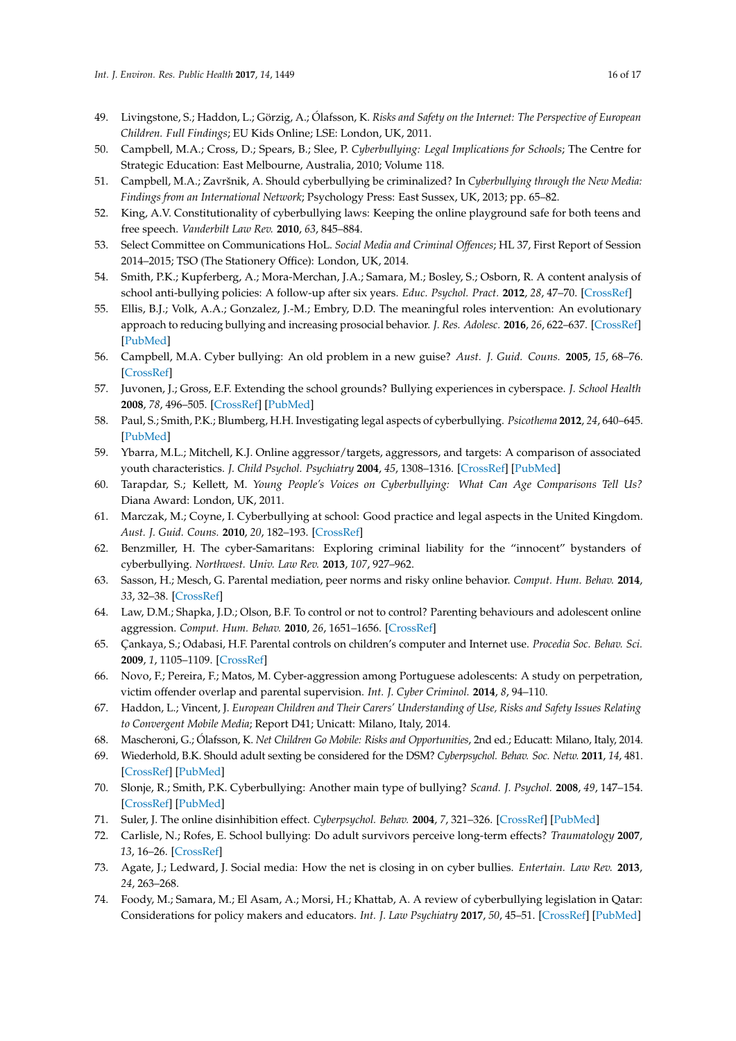49. Livingstone, S.; Haddon, L.; Görzig, A.; Ólafsson, K. *Risks and Safety on the Internet: The Perspective of European Children. Full Findings*; EU Kids Online; LSE: London, UK, 2011.
50. Campbell, M.A.; Cross, D.; Spears, B.; Slee, P. *Cyberbullying: Legal Implications for Schools*; The Centre for Strategic Education: East Melbourne, Australia, 2010; Volume 118.
51. Campbell, M.A.; Završnik, A. Should cyberbullying be criminalized? In *Cyberbullying through the New Media: Findings from an International Network*; Psychology Press: East Sussex, UK, 2013; pp. 65–82.
52. King, A.V. Constitutionality of cyberbullying laws: Keeping the online playground safe for both teens and free speech. *Vanderbilt Law Rev.* **2010**, *63*, 845–884.
53. Select Committee on Communications HoL. *Social Media and Criminal Offences*; HL 37, First Report of Session 2014–2015; TSO (The Stationery Office): London, UK, 2014.
54. Smith, P.K.; Kupferberg, A.; Mora-Merchan, J.A.; Samara, M.; Bosley, S.; Osborn, R. A content analysis of school anti-bullying policies: A follow-up after six years. *Educ. Psychol. Pract.* **2012**, *28*, 47–70. [CrossRef]
55. Ellis, B.J.; Volk, A.A.; Gonzalez, J.-M.; Embry, D.D. The meaningful roles intervention: An evolutionary approach to reducing bullying and increasing prosocial behavior. *J. Res. Adolesc.* **2016**, *26*, 622–637. [CrossRef] [PubMed]
56. Campbell, M.A. Cyber bullying: An old problem in a new guise? *Aust. J. Guid. Couns.* **2005**, *15*, 68–76. [CrossRef]
57. Juvonen, J.; Gross, E.F. Extending the school grounds? Bullying experiences in cyberspace. *J. School Health* **2008**, *78*, 496–505. [CrossRef] [PubMed]
58. Paul, S.; Smith, P.K.; Blumberg, H.H. Investigating legal aspects of cyberbullying. *Psicothema* **2012**, *24*, 640–645. [PubMed]
59. Ybarra, M.L.; Mitchell, K.J. Online aggressor/targets, aggressors, and targets: A comparison of associated youth characteristics. *J. Child Psychol. Psychiatry* **2004**, *45*, 1308–1316. [CrossRef] [PubMed]
60. Tarapdar, S.; Kellett, M. *Young People's Voices on Cyberbullying: What Can Age Comparisons Tell Us?* Diana Award: London, UK, 2011.
61. Marczak, M.; Coyne, I. Cyberbullying at school: Good practice and legal aspects in the United Kingdom. *Aust. J. Guid. Couns.* **2010**, *20*, 182–193. [CrossRef]
62. Benzmiller, H. The cyber-Samaritans: Exploring criminal liability for the "innocent" bystanders of cyberbullying. *Northwest. Univ. Law Rev.* **2013**, *107*, 927–962.
63. Sasson, H.; Mesch, G. Parental mediation, peer norms and risky online behavior. *Comput. Hum. Behav.* **2014**, *33*, 32–38. [CrossRef]
64. Law, D.M.; Shapka, J.D.; Olson, B.F. To control or not to control? Parenting behaviours and adolescent online aggression. *Comput. Hum. Behav.* **2010**, *26*, 1651–1656. [CrossRef]
65. Çankaya, S.; Odabasi, H.F. Parental controls on children's computer and Internet use. *Procedia Soc. Behav. Sci.* **2009**, *1*, 1105–1109. [CrossRef]
66. Novo, F.; Pereira, F.; Matos, M. Cyber-aggression among Portuguese adolescents: A study on perpetration, victim offender overlap and parental supervision. *Int. J. Cyber Criminol.* **2014**, *8*, 94–110.
67. Haddon, L.; Vincent, J. *European Children and Their Carers' Understanding of Use, Risks and Safety Issues Relating to Convergent Mobile Media*; Report D41; Unicatt: Milano, Italy, 2014.
68. Mascheroni, G.; Ólafsson, K. *Net Children Go Mobile: Risks and Opportunities*, 2nd ed.; Educatt: Milano, Italy, 2014.
69. Wiederhold, B.K. Should adult sexting be considered for the DSM? *Cyberpsychol. Behav. Soc. Netw.* **2011**, *14*, 481. [CrossRef] [PubMed]
70. Slonje, R.; Smith, P.K. Cyberbullying: Another main type of bullying? *Scand. J. Psychol.* **2008**, *49*, 147–154. [CrossRef] [PubMed]
71. Suler, J. The online disinhibition effect. *Cyberpsychol. Behav.* **2004**, *7*, 321–326. [CrossRef] [PubMed]
72. Carlisle, N.; Rofes, E. School bullying: Do adult survivors perceive long-term effects? *Traumatology* **2007**, *13*, 16–26. [CrossRef]
73. Agate, J.; Ledward, J. Social media: How the net is closing in on cyber bullies. *Entertain. Law Rev.* **2013**, *24*, 263–268.
74. Foody, M.; Samara, M.; El Asam, A.; Morsi, H.; Khattab, A. A review of cyberbullying legislation in Qatar: Considerations for policy makers and educators. *Int. J. Law Psychiatry* **2017**, *50*, 45–51. [CrossRef] [PubMed]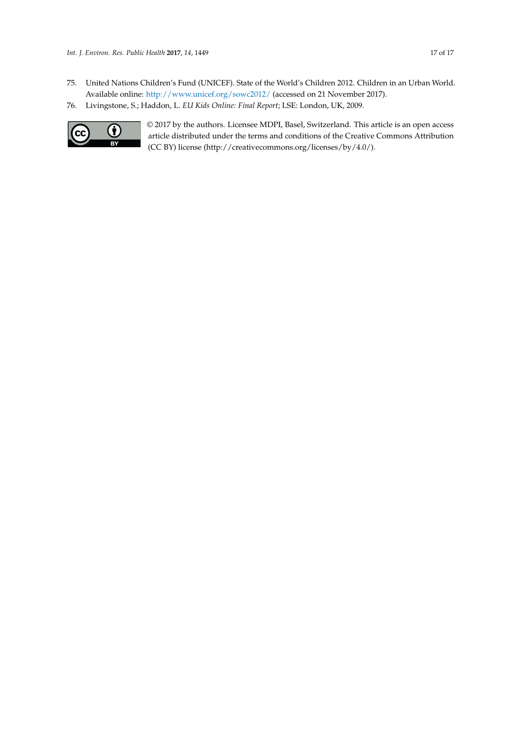75. United Nations Children's Fund (UNICEF). State of the World's Children 2012. Children in an Urban World. Available online: http://www.unicef.org/sowc2012/ (accessed on 21 November 2017).
76. Livingstone, S.; Haddon, L. *EU Kids Online: Final Report*; LSE: London, UK, 2009.

© 2017 by the authors. Licensee MDPI, Basel, Switzerland. This article is an open access article distributed under the terms and conditions of the Creative Commons Attribution (CC BY) license (http://creativecommons.org/licenses/by/4.0/).